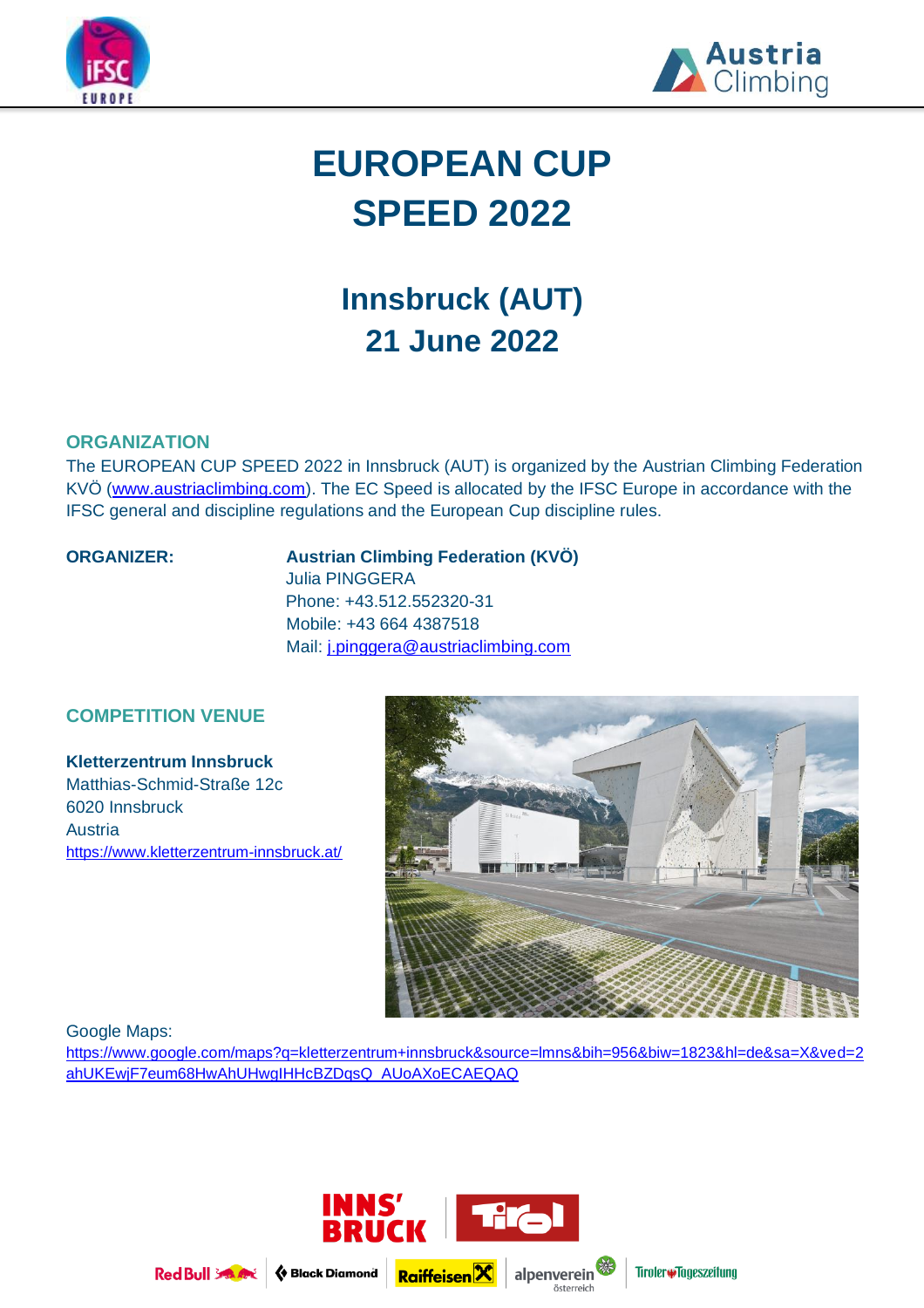# EUROPEAN CUP SPEED 2022

## Innsbruck (AUT)
## 21 June 2022

### ORGANIZATION

The EUROPEAN CUP SPEED 2022 in Innsbruck (AUT) is organized by the Austrian Climbing Federation KVÖ (www.austriaclimbing.com). The EC Speed is allocated by the IFSC Europe in accordance with the IFSC general and discipline regulations and the European Cup discipline rules.

**ORGANIZER:**

**Austrian Climbing Federation (KVÖ)**
Julia PINGGERA
Phone: +43.512.552320-31
Mobile: +43 664 4387518
Mail: j.pinggera@austriaclimbing.com

### COMPETITION VENUE

**Kletterzentrum Innsbruck**
Matthias-Schmid-Straße 12c
6020 Innsbruck
Austria
https://www.kletterzentrum-innsbruck.at/

Google Maps:
https://www.google.com/maps?q=kletterzentrum+innsbruck&source=lmns&bih=956&biw=1823&hl=de&sa=X&ved=2ahUKEwjF7eum68HwAhUHwgIHHcBZDqsQ_AUoAXoECAEQAQ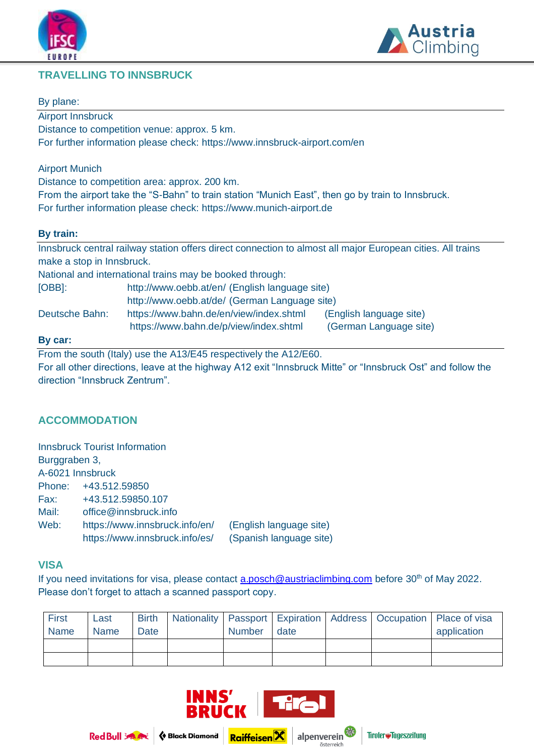## TRAVELLING TO INNSBRUCK

By plane:

Airport Innsbruck
Distance to competition venue: approx. 5 km.
For further information please check: https://www.innsbruck-airport.com/en

Airport Munich
Distance to competition area: approx. 200 km.
From the airport take the "S-Bahn" to train station "Munich East", then go by train to Innsbruck.
For further information please check: https://www.munich-airport.de

**By train:**

Innsbruck central railway station offers direct connection to almost all major European cities. All trains make a stop in Innsbruck.
National and international trains may be booked through:

[OBB]: http://www.oebb.at/en/ (English language site)
http://www.oebb.at/de/ (German Language site)
Deutsche Bahn: https://www.bahn.de/en/view/index.shtml (English language site)
https://www.bahn.de/p/view/index.shtml (German Language site)

**By car:**

From the south (Italy) use the A13/E45 respectively the A12/E60.
For all other directions, leave at the highway A12 exit "Innsbruck Mitte" or "Innsbruck Ost" and follow the direction "Innsbruck Zentrum".

## ACCOMMODATION

Innsbruck Tourist Information
Burggraben 3,
A-6021 Innsbruck
Phone: +43.512.59850
Fax: +43.512.59850.107
Mail: office@innsbruck.info
Web: https://www.innsbruck.info/en/ (English language site)
https://www.innsbruck.info/es/ (Spanish language site)

## VISA

If you need invitations for visa, please contact a.posch@austriaclimbing.com before 30th of May 2022.
Please don't forget to attach a scanned passport copy.

| First Name | Last Name | Birth Date | Nationality | Passport Number | Expiration date | Address | Occupation | Place of visa application |
|---|---|---|---|---|---|---|---|---|
| | | | | | | | | |
| | | | | | | | | |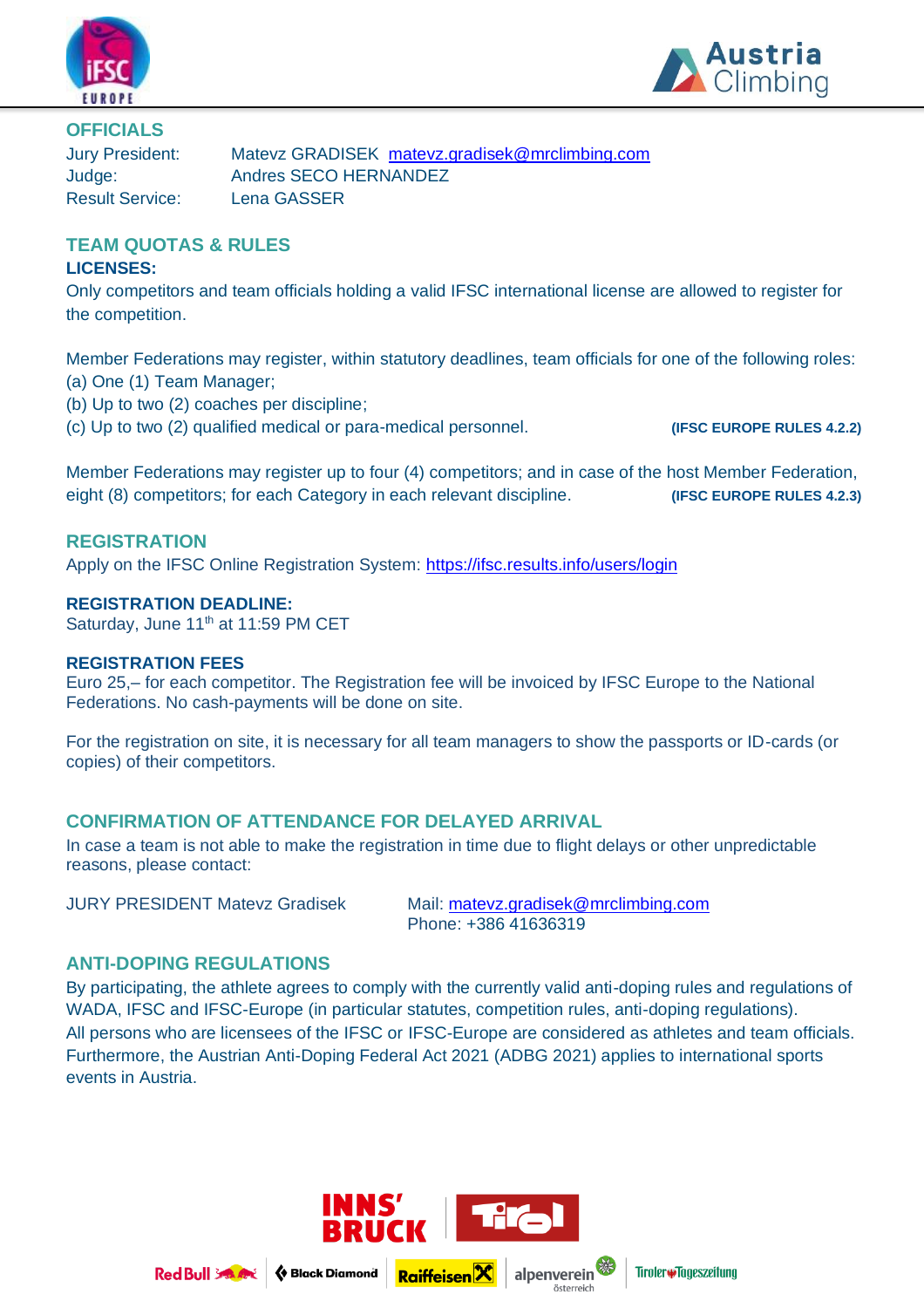## OFFICIALS

| | |
|---|---|
| Jury President: | Matevz GRADISEK matevz.gradisek@mrclimbing.com |
| Judge: | Andres SECO HERNANDEZ |
| Result Service: | Lena GASSER |

## TEAM QUOTAS & RULES

### LICENSES:

Only competitors and team officials holding a valid IFSC international license are allowed to register for the competition.

Member Federations may register, within statutory deadlines, team officials for one of the following roles:
(a) One (1) Team Manager;
(b) Up to two (2) coaches per discipline;
(c) Up to two (2) qualified medical or para-medical personnel. **(IFSC EUROPE RULES 4.2.2)**

Member Federations may register up to four (4) competitors; and in case of the host Member Federation, eight (8) competitors; for each Category in each relevant discipline. **(IFSC EUROPE RULES 4.2.3)**

## REGISTRATION

Apply on the IFSC Online Registration System: https://ifsc.results.info/users/login

### REGISTRATION DEADLINE:

Saturday, June 11th at 11:59 PM CET

### REGISTRATION FEES

Euro 25,– for each competitor. The Registration fee will be invoiced by IFSC Europe to the National Federations. No cash-payments will be done on site.

For the registration on site, it is necessary for all team managers to show the passports or ID-cards (or copies) of their competitors.

## CONFIRMATION OF ATTENDANCE FOR DELAYED ARRIVAL

In case a team is not able to make the registration in time due to flight delays or other unpredictable reasons, please contact:

JURY PRESIDENT Matevz Gradisek

Mail: matevz.gradisek@mrclimbing.com
Phone: +386 41636319

## ANTI-DOPING REGULATIONS

By participating, the athlete agrees to comply with the currently valid anti-doping rules and regulations of WADA, IFSC and IFSC-Europe (in particular statutes, competition rules, anti-doping regulations).
All persons who are licensees of the IFSC or IFSC-Europe are considered as athletes and team officials.
Furthermore, the Austrian Anti-Doping Federal Act 2021 (ADBG 2021) applies to international sports events in Austria.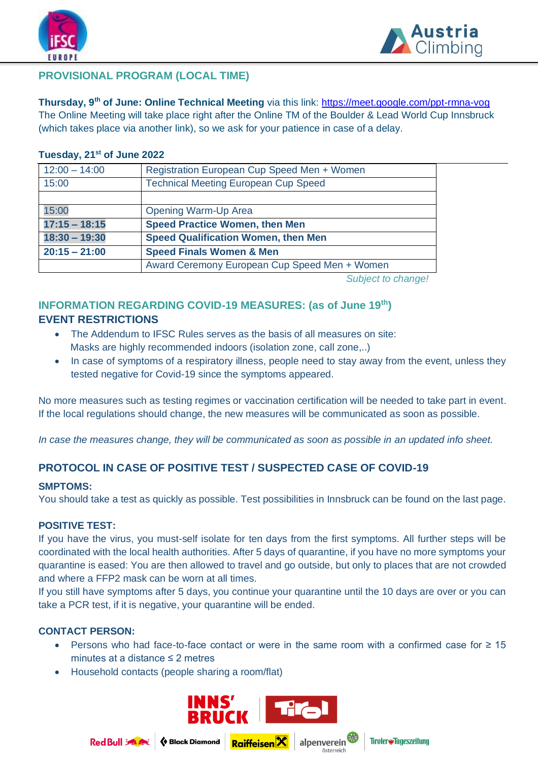## PROVISIONAL PROGRAM (LOCAL TIME)

**Thursday, 9th of June: Online Technical Meeting** via this link: https://meet.google.com/ppt-rmna-vog
The Online Meeting will take place right after the Online TM of the Boulder & Lead World Cup Innsbruck (which takes place via another link), so we ask for your patience in case of a delay.

**Tuesday, 21st of June 2022**

| | |
|---|---|
| 12:00 – 14:00 | Registration European Cup Speed Men + Women |
| 15:00 | Technical Meeting European Cup Speed |
| | |
| 15:00 | Opening Warm-Up Area |
| **17:15 – 18:15** | **Speed Practice Women, then Men** |
| **18:30 – 19:30** | **Speed Qualification Women, then Men** |
| **20:15 – 21:00** | **Speed Finals Women & Men** |
| | Award Ceremony European Cup Speed Men + Women |

*Subject to change!*

## INFORMATION REGARDING COVID-19 MEASURES: (as of June 19th)

## EVENT RESTRICTIONS

- The Addendum to IFSC Rules serves as the basis of all measures on site: Masks are highly recommended indoors (isolation zone, call zone,..)
- In case of symptoms of a respiratory illness, people need to stay away from the event, unless they tested negative for Covid-19 since the symptoms appeared.

No more measures such as testing regimes or vaccination certification will be needed to take part in event. If the local regulations should change, the new measures will be communicated as soon as possible.

*In case the measures change, they will be communicated as soon as possible in an updated info sheet.*

## PROTOCOL IN CASE OF POSITIVE TEST / SUSPECTED CASE OF COVID-19

**SMPTOMS:**
You should take a test as quickly as possible. Test possibilities in Innsbruck can be found on the last page.

**POSITIVE TEST:**
If you have the virus, you must-self isolate for ten days from the first symptoms. All further steps will be coordinated with the local health authorities. After 5 days of quarantine, if you have no more symptoms your quarantine is eased: You are then allowed to travel and go outside, but only to places that are not crowded and where a FFP2 mask can be worn at all times.
If you still have symptoms after 5 days, you continue your quarantine until the 10 days are over or you can take a PCR test, if it is negative, your quarantine will be ended.

**CONTACT PERSON:**

- Persons who had face-to-face contact or were in the same room with a confirmed case for ≥ 15 minutes at a distance ≤ 2 metres
- Household contacts (people sharing a room/flat)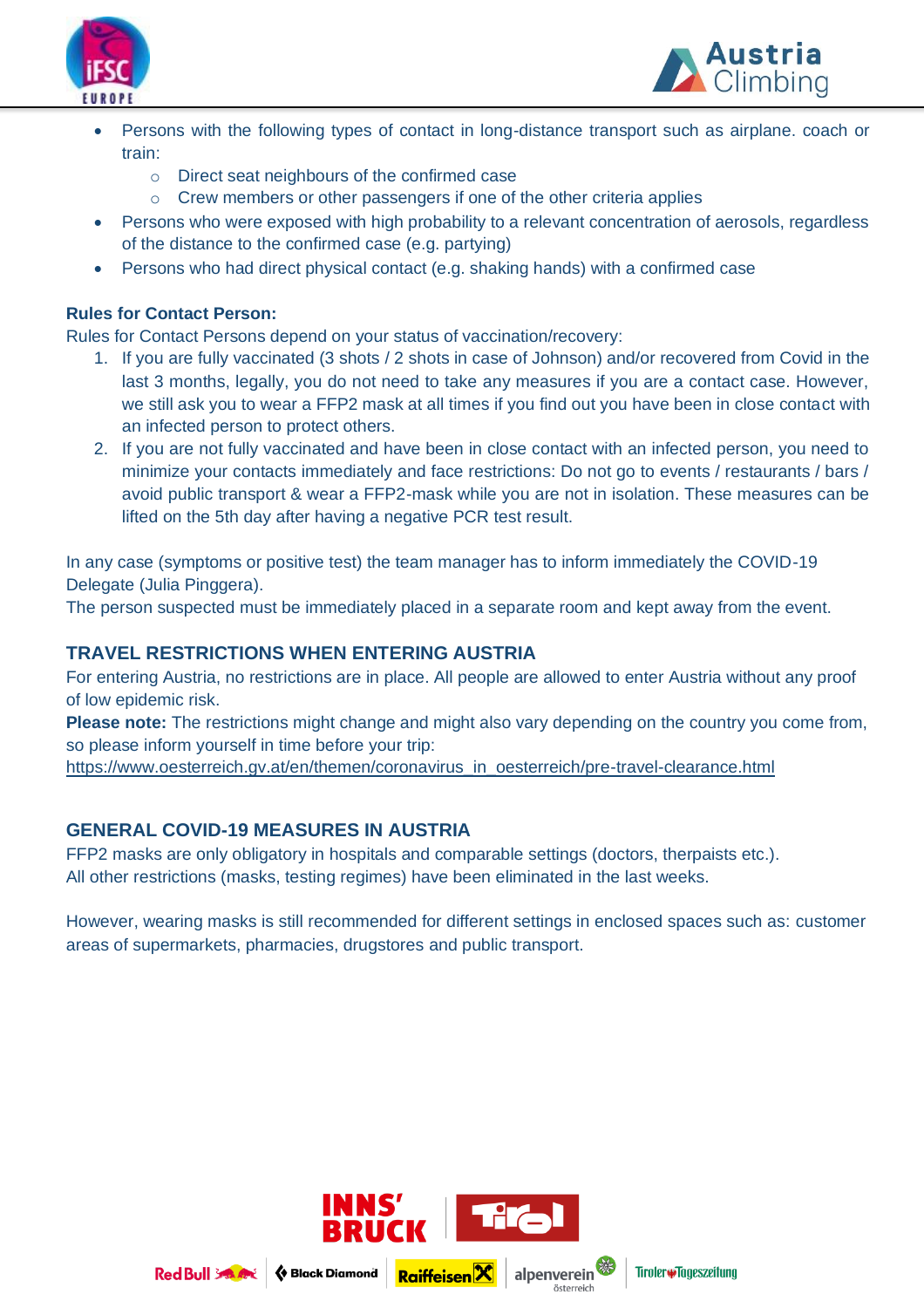- Persons with the following types of contact in long-distance transport such as airplane. coach or train:
  - Direct seat neighbours of the confirmed case
  - Crew members or other passengers if one of the other criteria applies
- Persons who were exposed with high probability to a relevant concentration of aerosols, regardless of the distance to the confirmed case (e.g. partying)
- Persons who had direct physical contact (e.g. shaking hands) with a confirmed case

**Rules for Contact Person:**

Rules for Contact Persons depend on your status of vaccination/recovery:

1. If you are fully vaccinated (3 shots / 2 shots in case of Johnson) and/or recovered from Covid in the last 3 months, legally, you do not need to take any measures if you are a contact case. However, we still ask you to wear a FFP2 mask at all times if you find out you have been in close contact with an infected person to protect others.
2. If you are not fully vaccinated and have been in close contact with an infected person, you need to minimize your contacts immediately and face restrictions: Do not go to events / restaurants / bars / avoid public transport & wear a FFP2-mask while you are not in isolation. These measures can be lifted on the 5th day after having a negative PCR test result.

In any case (symptoms or positive test) the team manager has to inform immediately the COVID-19 Delegate (Julia Pinggera).
The person suspected must be immediately placed in a separate room and kept away from the event.

## TRAVEL RESTRICTIONS WHEN ENTERING AUSTRIA

For entering Austria, no restrictions are in place. All people are allowed to enter Austria without any proof of low epidemic risk.

**Please note:** The restrictions might change and might also vary depending on the country you come from, so please inform yourself in time before your trip:
https://www.oesterreich.gv.at/en/themen/coronavirus_in_oesterreich/pre-travel-clearance.html

## GENERAL COVID-19 MEASURES IN AUSTRIA

FFP2 masks are only obligatory in hospitals and comparable settings (doctors, therpaists etc.).
All other restrictions (masks, testing regimes) have been eliminated in the last weeks.

However, wearing masks is still recommended for different settings in enclosed spaces such as: customer areas of supermarkets, pharmacies, drugstores and public transport.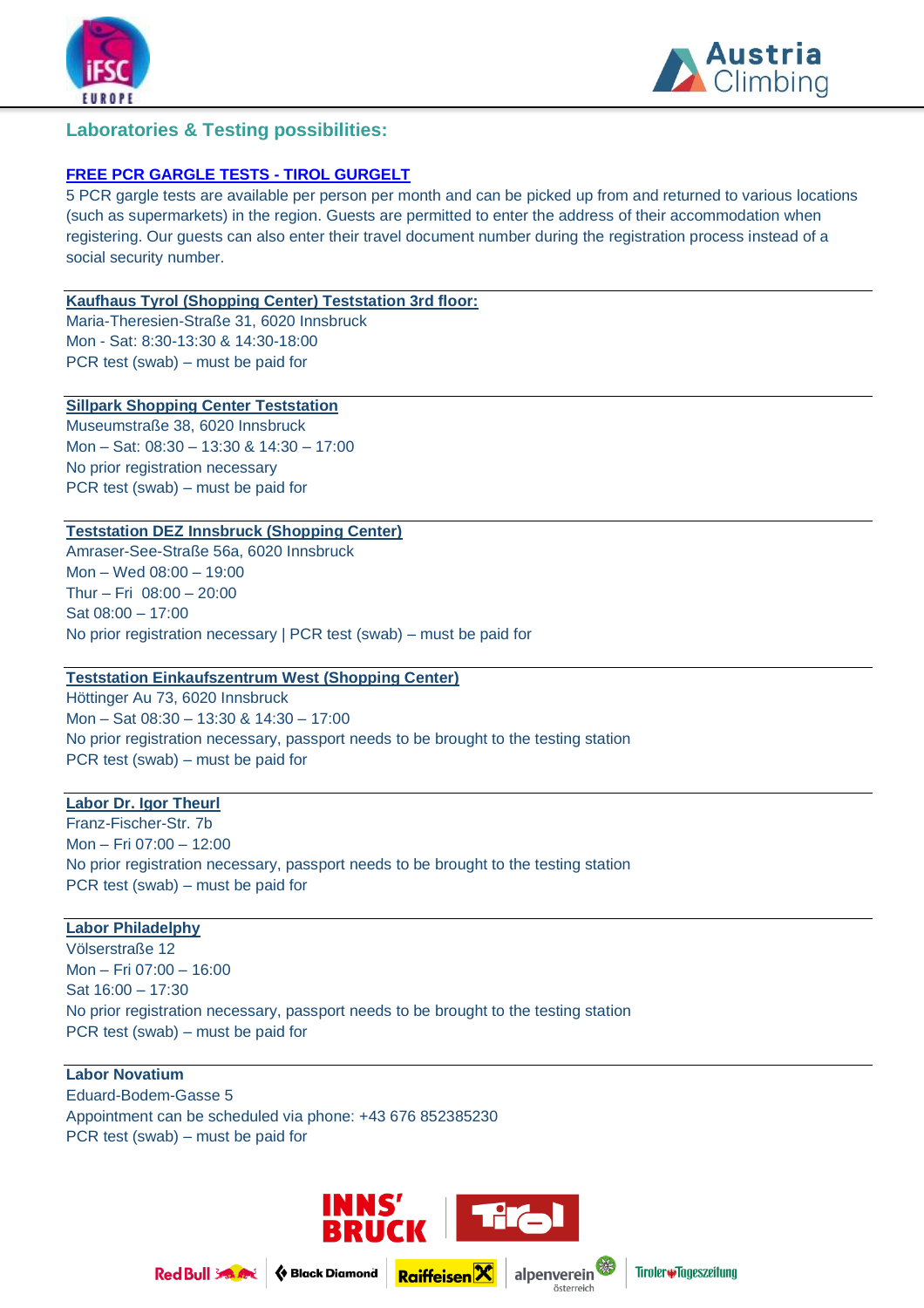## Laboratories & Testing possibilities:

**FREE PCR GARGLE TESTS - TIROL GURGELT**

5 PCR gargle tests are available per person per month and can be picked up from and returned to various locations (such as supermarkets) in the region. Guests are permitted to enter the address of their accommodation when registering. Our guests can also enter their travel document number during the registration process instead of a social security number.

---

**Kaufhaus Tyrol (Shopping Center) Teststation 3rd floor:**

Maria-Theresien-Straße 31, 6020 Innsbruck
Mon - Sat: 8:30-13:30 & 14:30-18:00
PCR test (swab) – must be paid for

---

**Sillpark Shopping Center Teststation**

Museumstraße 38, 6020 Innsbruck
Mon – Sat: 08:30 – 13:30 & 14:30 – 17:00
No prior registration necessary
PCR test (swab) – must be paid for

---

**Teststation DEZ Innsbruck (Shopping Center)**

Amraser-See-Straße 56a, 6020 Innsbruck
Mon – Wed 08:00 – 19:00
Thur – Fri 08:00 – 20:00
Sat 08:00 – 17:00
No prior registration necessary | PCR test (swab) – must be paid for

---

**Teststation Einkaufszentrum West (Shopping Center)**

Höttinger Au 73, 6020 Innsbruck
Mon – Sat 08:30 – 13:30 & 14:30 – 17:00
No prior registration necessary, passport needs to be brought to the testing station
PCR test (swab) – must be paid for

---

**Labor Dr. Igor Theurl**

Franz-Fischer-Str. 7b
Mon – Fri 07:00 – 12:00
No prior registration necessary, passport needs to be brought to the testing station
PCR test (swab) – must be paid for

---

**Labor Philadelphy**

Völserstraße 12
Mon – Fri 07:00 – 16:00
Sat 16:00 – 17:30
No prior registration necessary, passport needs to be brought to the testing station
PCR test (swab) – must be paid for

---

**Labor Novatium**

Eduard-Bodem-Gasse 5
Appointment can be scheduled via phone: +43 676 852385230
PCR test (swab) – must be paid for